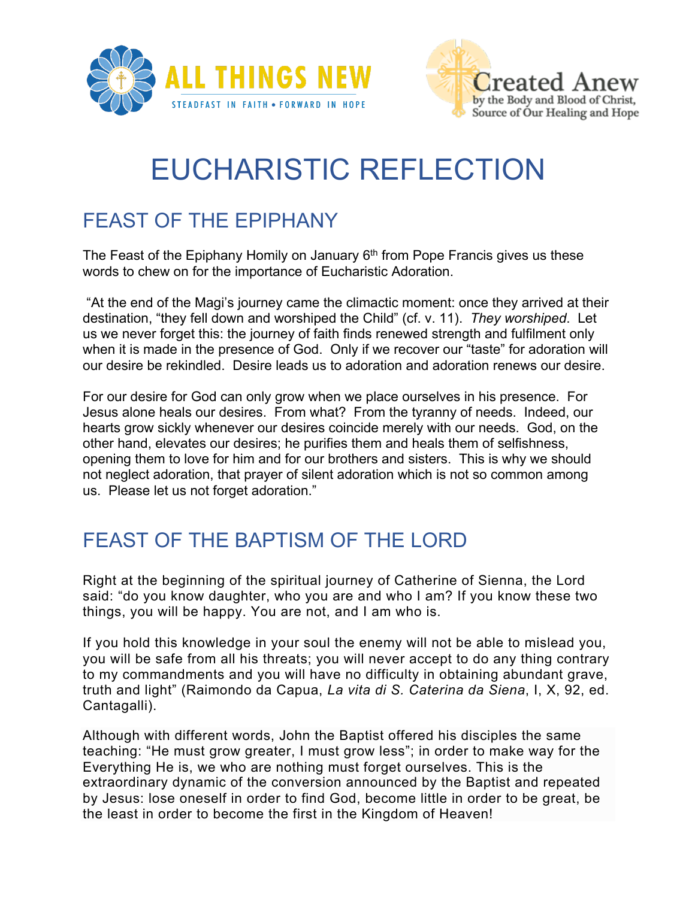ALL THINGS NEW

STEADFAST IN FAITH • FORWARD IN HOPE

Created Anew
by the Body and Blood of Christ,
Source of Our Healing and Hope

# EUCHARISTIC REFLECTION

## FEAST OF THE EPIPHANY

The Feast of the Epiphany Homily on January 6th from Pope Francis gives us these words to chew on for the importance of Eucharistic Adoration.

"At the end of the Magi's journey came the climactic moment: once they arrived at their destination, "they fell down and worshiped the Child" (cf. v. 11). *They worshiped*. Let us we never forget this: the journey of faith finds renewed strength and fulfilment only when it is made in the presence of God. Only if we recover our "taste" for adoration will our desire be rekindled. Desire leads us to adoration and adoration renews our desire.

For our desire for God can only grow when we place ourselves in his presence. For Jesus alone heals our desires. From what? From the tyranny of needs. Indeed, our hearts grow sickly whenever our desires coincide merely with our needs. God, on the other hand, elevates our desires; he purifies them and heals them of selfishness, opening them to love for him and for our brothers and sisters. This is why we should not neglect adoration, that prayer of silent adoration which is not so common among us. Please let us not forget adoration."

## FEAST OF THE BAPTISM OF THE LORD

Right at the beginning of the spiritual journey of Catherine of Sienna, the Lord said: "do you know daughter, who you are and who I am? If you know these two things, you will be happy. You are not, and I am who is.

If you hold this knowledge in your soul the enemy will not be able to mislead you, you will be safe from all his threats; you will never accept to do any thing contrary to my commandments and you will have no difficulty in obtaining abundant grave, truth and light" (Raimondo da Capua, *La vita di S. Caterina da Siena*, I, X, 92, ed. Cantagalli).

Although with different words, John the Baptist offered his disciples the same teaching: "He must grow greater, I must grow less"; in order to make way for the Everything He is, we who are nothing must forget ourselves. This is the extraordinary dynamic of the conversion announced by the Baptist and repeated by Jesus: lose oneself in order to find God, become little in order to be great, be the least in order to become the first in the Kingdom of Heaven!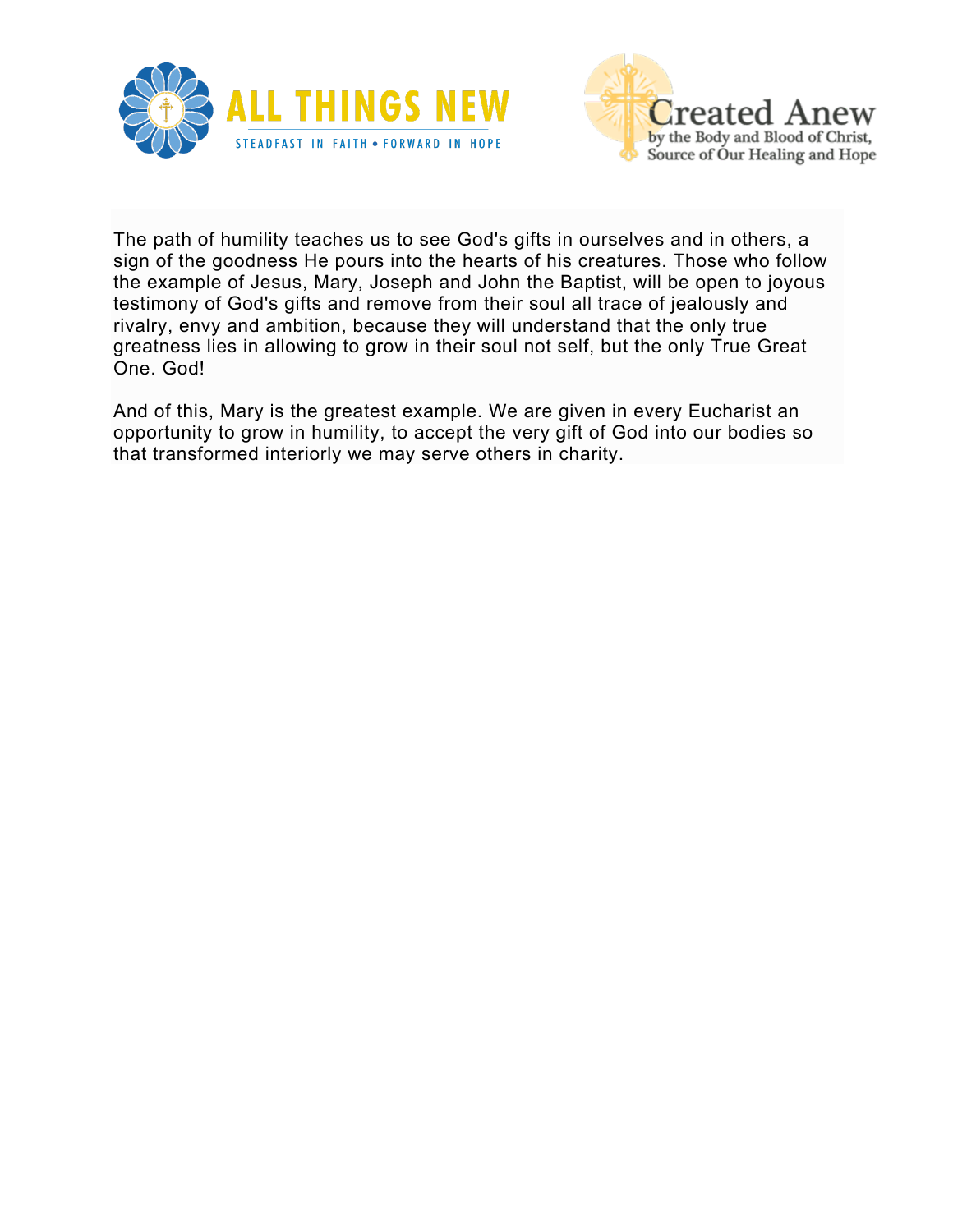The path of humility teaches us to see God's gifts in ourselves and in others, a sign of the goodness He pours into the hearts of his creatures. Those who follow the example of Jesus, Mary, Joseph and John the Baptist, will be open to joyous testimony of God's gifts and remove from their soul all trace of jealously and rivalry, envy and ambition, because they will understand that the only true greatness lies in allowing to grow in their soul not self, but the only True Great One. God!

And of this, Mary is the greatest example. We are given in every Eucharist an opportunity to grow in humility, to accept the very gift of God into our bodies so that transformed interiorly we may serve others in charity.